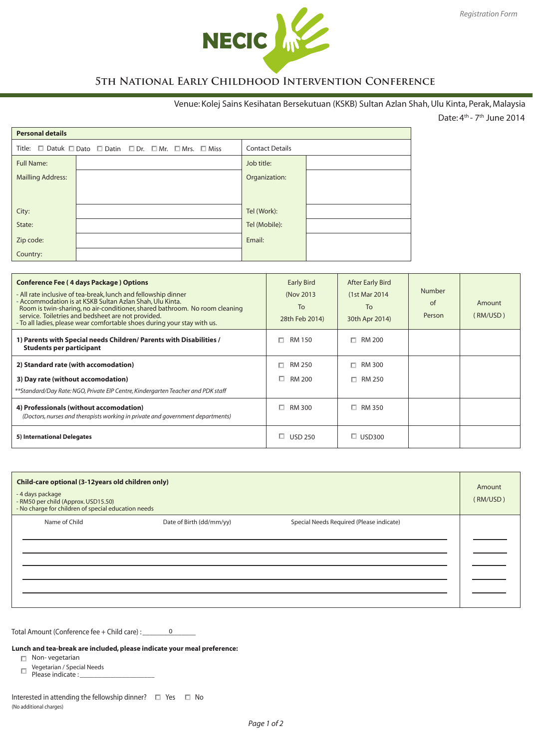Registration Form

NECIC

# 5th National Early Childhood Intervention Conference

Venue: Kolej Sains Kesihatan Bersekutuan (KSKB) Sultan Azlan Shah, Ulu Kinta, Perak, Malaysia

Date: 4th - 7th June 2014

| **Personal details** | | | |
|---|---|---|---|
| Title: ☐ Datuk ☐ Dato ☐ Datin ☐ Dr. ☐ Mr. ☐ Mrs. ☐ Miss | | Contact Details | |
| Full Name: | | Job title: | |
| Mailling Address: | | Organization: | |
| City: | | Tel (Work): | |
| State: | | Tel (Mobile): | |
| Zip code: | | Email: | |
| Country: | | | |

| **Conference Fee ( 4 days Package ) Options**<br>- All rate inclusive of tea-break, lunch and fellowship dinner<br>- Accommodation is at KSKB Sultan Azlan Shah, Ulu Kinta. Room is twin-sharing, no air-conditioner, shared bathroom. No room cleaning service. Toiletries and bedsheet are not provided.<br>- To all ladies, please wear comfortable shoes during your stay with us. | Early Bird (Nov 2013 To 28th Feb 2014) | After Early Bird (1st Mar 2014 To 30th Apr 2014) | Number of Person | Amount ( RM/USD ) |
|---|---|---|---|---|
| **1) Parents with Special needs Children/ Parents with Disabilities / Students per participant** | ☐ RM 150 | ☐ RM 200 | | |
| **2) Standard rate (with accomodation)** | ☐ RM 250 | ☐ RM 300 | | |
| **3) Day rate (without accomodation)**<br>*\*\*Standard/Day Rate: NGO, Private EIP Centre, Kindergarten Teacher and PDK staff* | ☐ RM 200 | ☐ RM 250 | | |
| **4) Professionals (without accomodation)**<br>*(Doctors, nurses and therapists working in private and government departments)* | ☐ RM 300 | ☐ RM 350 | | |
| **5) International Delegates** | ☐ USD 250 | ☐ USD300 | | |

| **Child-care optional (3-12years old children only)**<br>- 4 days package<br>- RM50 per child (Approx. USD15.50)<br>- No charge for children of special education needs | | | Amount ( RM/USD ) |
|---|---|---|---|
| Name of Child | Date of Birth (dd/mm/yy) | Special Needs Required (Please indicate) | |
| | | | |
| | | | |
| | | | |
| | | | |
| | | | |

Total Amount (Conference fee + Child care) : ________0________

**Lunch and tea-break are included, please indicate your meal preference:**

- ☐ Non- vegetarian
- ☐ Vegetarian / Special Needs
  Please indicate : ______________________

Interested in attending the fellowship dinner? ☐ Yes ☐ No
(No additional charges)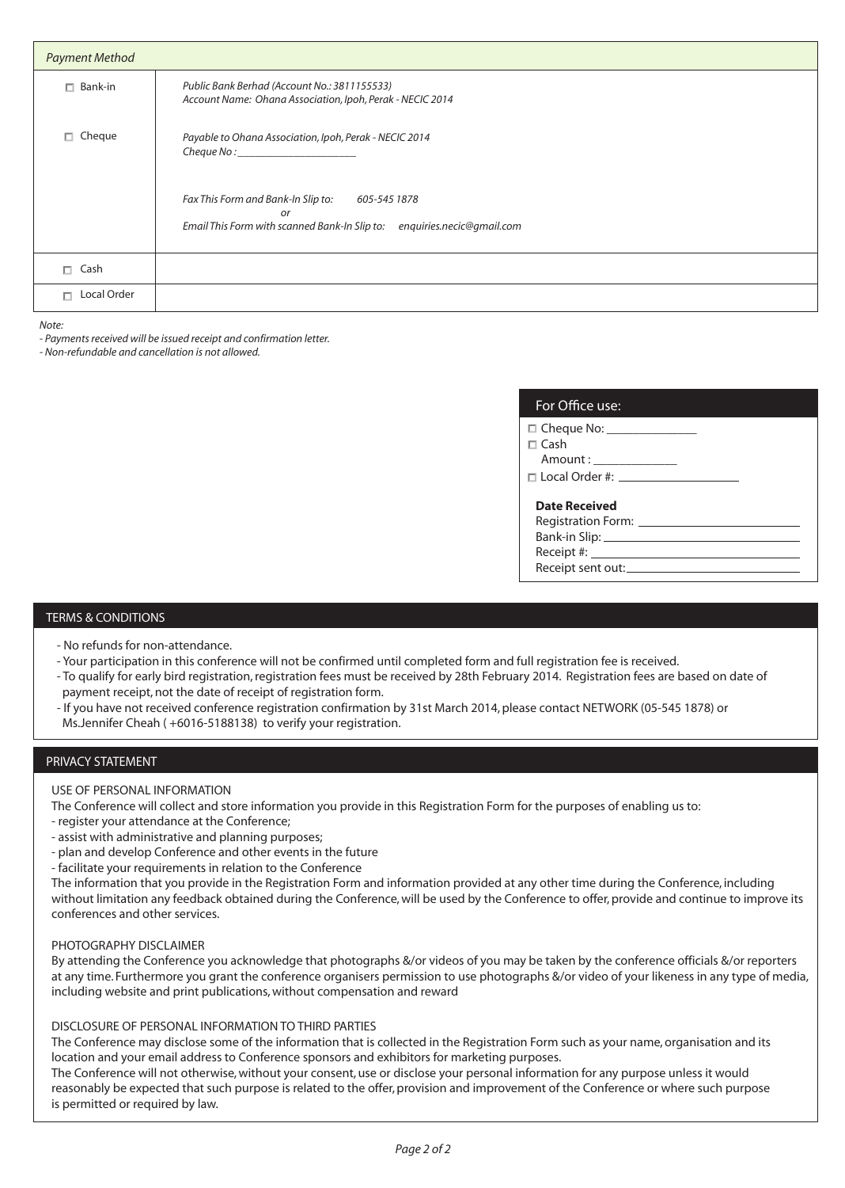| *Payment Method* | |
|---|---|
| ☐ Bank-in | *Public Bank Berhad (Account No.: 3811155533)*<br>*Account Name: Ohana Association, Ipoh, Perak - NECIC 2014* |
| ☐ Cheque | *Payable to Ohana Association, Ipoh, Perak - NECIC 2014*<br>*Cheque No : ____________________*<br><br>*Fax This Form and Bank-In Slip to: 605-545 1878*<br>*or*<br>*Email This Form with scanned Bank-In Slip to: enquiries.necic@gmail.com* |
| ☐ Cash | |
| ☐ Local Order | |

*Note:*

*- Payments received will be issued receipt and confirmation letter.*

*- Non-refundable and cancellation is not allowed.*

**For Office use:**

☐ Cheque No: ______________

☐ Cash

Amount : _____________

☐ Local Order #: __________________

**Date Received**

Registration Form: ________________________

Bank-in Slip: ____________________________

Receipt #: ______________________________

Receipt sent out:__________________________

## TERMS & CONDITIONS

- No refunds for non-attendance.
- Your participation in this conference will not be confirmed until completed form and full registration fee is received.
- To qualify for early bird registration, registration fees must be received by 28th February 2014. Registration fees are based on date of payment receipt, not the date of receipt of registration form.
- If you have not received conference registration confirmation by 31st March 2014, please contact NETWORK (05-545 1878) or Ms.Jennifer Cheah ( +6016-5188138) to verify your registration.

## PRIVACY STATEMENT

USE OF PERSONAL INFORMATION

The Conference will collect and store information you provide in this Registration Form for the purposes of enabling us to:

- register your attendance at the Conference;
- assist with administrative and planning purposes;
- plan and develop Conference and other events in the future
- facilitate your requirements in relation to the Conference

The information that you provide in the Registration Form and information provided at any other time during the Conference, including without limitation any feedback obtained during the Conference, will be used by the Conference to offer, provide and continue to improve its conferences and other services.

PHOTOGRAPHY DISCLAIMER

By attending the Conference you acknowledge that photographs &/or videos of you may be taken by the conference officials &/or reporters at any time. Furthermore you grant the conference organisers permission to use photographs &/or video of your likeness in any type of media, including website and print publications, without compensation and reward

DISCLOSURE OF PERSONAL INFORMATION TO THIRD PARTIES

The Conference may disclose some of the information that is collected in the Registration Form such as your name, organisation and its location and your email address to Conference sponsors and exhibitors for marketing purposes.

The Conference will not otherwise, without your consent, use or disclose your personal information for any purpose unless it would reasonably be expected that such purpose is related to the offer, provision and improvement of the Conference or where such purpose is permitted or required by law.